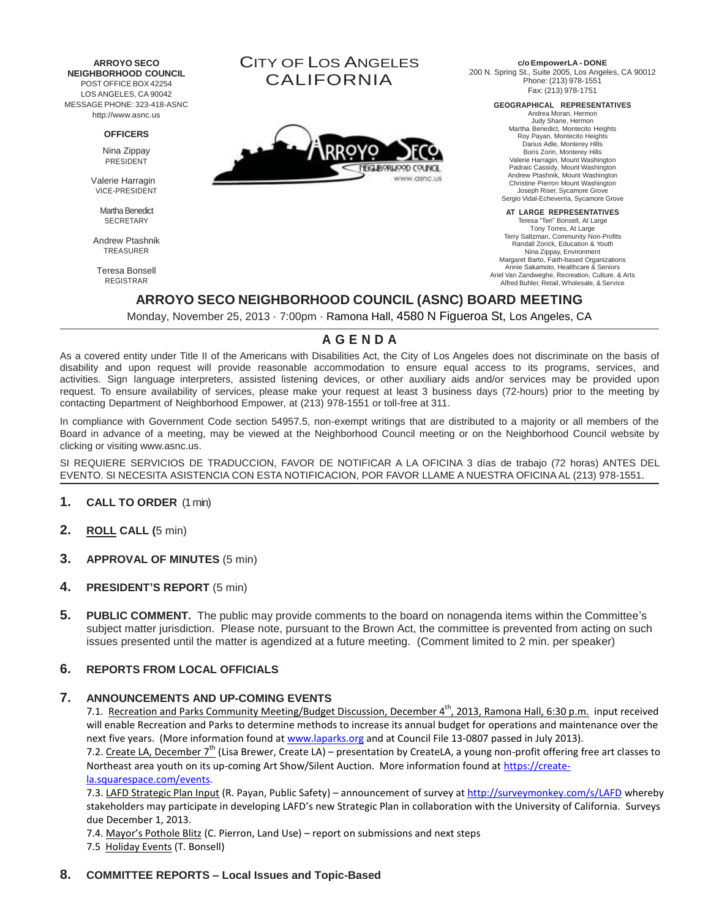**ARROYO SECO NEIGHBORHOOD COUNCIL**
POST OFFICE BOX 42254
LOS ANGELES, CA 90042
MESSAGE PHONE: 323-418-ASNC
http://www.asnc.us

**OFFICERS**

Nina Zippay
PRESIDENT

Valerie Harragin
VICE-PRESIDENT

Martha Benedict
SECRETARY

Andrew Ptashnik
TREASURER

Teresa Bonsell
REGISTRAR

CITY OF LOS ANGELES
CALIFORNIA

**c/o EmpowerLA - DONE**
200 N. Spring St., Suite 2005, Los Angeles, CA 90012
Phone: (213) 978-1551
Fax: (213) 978-1751

**GEOGRAPHICAL REPRESENTATIVES**
Andrea Moran, Hermon
Judy Shane, Hermon
Martha Benedict, Montecito Heights
Roy Payan, Montecito Heights
Darius Adle, Monterey Hills
Boris Zorin, Monterey Hills
Valerie Harragin, Mount Washington
Padraic Cassidy, Mount Washington
Andrew Ptashnik, Mount Washington
Christine Pierron Mount Washington
Joseph Riser, Sycamore Grove
Sergio Vidal-Echeverria, Sycamore Grove

**AT LARGE REPRESENTATIVES**
Teresa "Teri" Bonsell, At Large
Tony Torres, At Large
Terry Saltzman, Community Non-Profits
Randall Zorick, Education & Youth
Nina Zippay, Environment
Margaret Barto, Faith-based Organizations
Annie Sakamoto, Healthcare & Seniors
Ariel Van Zandweghe, Recreation, Culture, & Arts
Alfred Buhler, Retail, Wholesale, & Service

## ARROYO SECO NEIGHBORHOOD COUNCIL (ASNC) BOARD MEETING

Monday, November 25, 2013 · 7:00pm · Ramona Hall, 4580 N Figueroa St, Los Angeles, CA

## AGENDA

As a covered entity under Title II of the Americans with Disabilities Act, the City of Los Angeles does not discriminate on the basis of disability and upon request will provide reasonable accommodation to ensure equal access to its programs, services, and activities. Sign language interpreters, assisted listening devices, or other auxiliary aids and/or services may be provided upon request. To ensure availability of services, please make your request at least 3 business days (72-hours) prior to the meeting by contacting Department of Neighborhood Empower, at (213) 978-1551 or toll-free at 311.

In compliance with Government Code section 54957.5, non-exempt writings that are distributed to a majority or all members of the Board in advance of a meeting, may be viewed at the Neighborhood Council meeting or on the Neighborhood Council website by clicking or visiting www.asnc.us.

SI REQUIERE SERVICIOS DE TRADUCCION, FAVOR DE NOTIFICAR A LA OFICINA 3 días de trabajo (72 horas) ANTES DEL EVENTO. SI NECESITA ASISTENCIA CON ESTA NOTIFICACION, POR FAVOR LLAME A NUESTRA OFICINA AL (213) 978-1551.

1. **CALL TO ORDER** (1 min)

2. **ROLL CALL** (5 min)

3. **APPROVAL OF MINUTES** (5 min)

4. **PRESIDENT'S REPORT** (5 min)

5. **PUBLIC COMMENT.** The public may provide comments to the board on nonagenda items within the Committee's subject matter jurisdiction. Please note, pursuant to the Brown Act, the committee is prevented from acting on such issues presented until the matter is agendized at a future meeting. (Comment limited to 2 min. per speaker)

6. **REPORTS FROM LOCAL OFFICIALS**

7. **ANNOUNCEMENTS AND UP-COMING EVENTS**

   7.1. Recreation and Parks Community Meeting/Budget Discussion, December 4th, 2013, Ramona Hall, 6:30 p.m. input received will enable Recreation and Parks to determine methods to increase its annual budget for operations and maintenance over the next five years. (More information found at www.laparks.org and at Council File 13-0807 passed in July 2013).

   7.2. Create LA, December 7th (Lisa Brewer, Create LA) – presentation by CreateLA, a young non-profit offering free art classes to Northeast area youth on its up-coming Art Show/Silent Auction. More information found at https://create-la.squarespace.com/events.

   7.3. LAFD Strategic Plan Input (R. Payan, Public Safety) – announcement of survey at http://surveymonkey.com/s/LAFD whereby stakeholders may participate in developing LAFD's new Strategic Plan in collaboration with the University of California. Surveys due December 1, 2013.

   7.4. Mayor's Pothole Blitz (C. Pierron, Land Use) – report on submissions and next steps

   7.5 Holiday Events (T. Bonsell)

8. **COMMITTEE REPORTS – Local Issues and Topic-Based**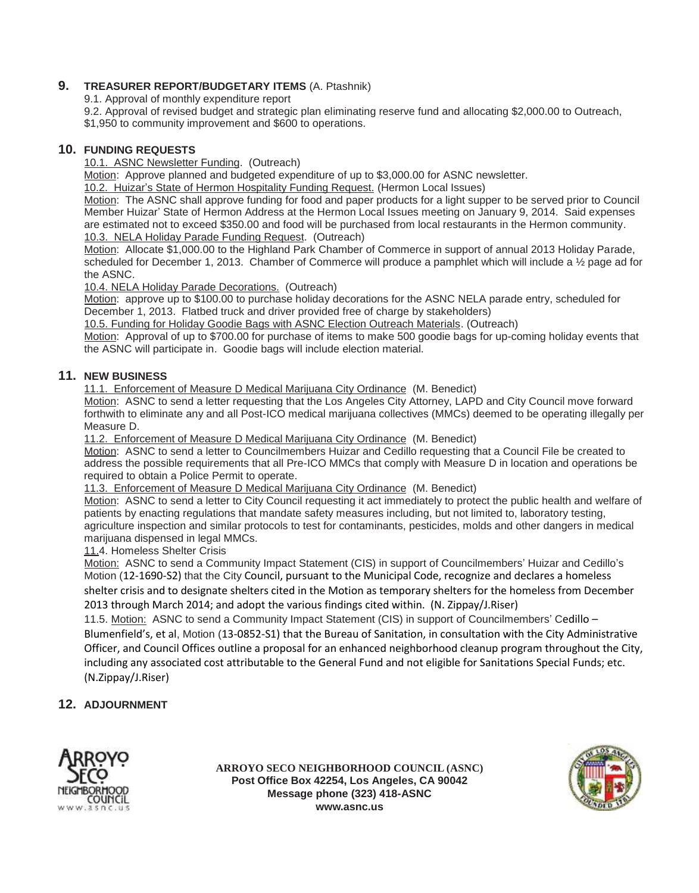## 9. TREASURER REPORT/BUDGETARY ITEMS (A. Ptashnik)

9.1. Approval of monthly expenditure report

9.2. Approval of revised budget and strategic plan eliminating reserve fund and allocating $2,000.00 to Outreach, $1,950 to community improvement and $600 to operations.

## 10. FUNDING REQUESTS

10.1. ASNC Newsletter Funding. (Outreach)

Motion: Approve planned and budgeted expenditure of up to $3,000.00 for ASNC newsletter.

10.2. Huizar's State of Hermon Hospitality Funding Request. (Hermon Local Issues)

Motion: The ASNC shall approve funding for food and paper products for a light supper to be served prior to Council Member Huizar' State of Hermon Address at the Hermon Local Issues meeting on January 9, 2014. Said expenses are estimated not to exceed $350.00 and food will be purchased from local restaurants in the Hermon community.

10.3. NELA Holiday Parade Funding Request. (Outreach)

Motion: Allocate $1,000.00 to the Highland Park Chamber of Commerce in support of annual 2013 Holiday Parade, scheduled for December 1, 2013. Chamber of Commerce will produce a pamphlet which will include a ½ page ad for the ASNC.

10.4. NELA Holiday Parade Decorations. (Outreach)

Motion: approve up to $100.00 to purchase holiday decorations for the ASNC NELA parade entry, scheduled for December 1, 2013. Flatbed truck and driver provided free of charge by stakeholders)

10.5. Funding for Holiday Goodie Bags with ASNC Election Outreach Materials. (Outreach)

Motion: Approval of up to $700.00 for purchase of items to make 500 goodie bags for up-coming holiday events that the ASNC will participate in. Goodie bags will include election material.

## 11. NEW BUSINESS

11.1. Enforcement of Measure D Medical Marijuana City Ordinance (M. Benedict)

Motion: ASNC to send a letter requesting that the Los Angeles City Attorney, LAPD and City Council move forward forthwith to eliminate any and all Post-ICO medical marijuana collectives (MMCs) deemed to be operating illegally per Measure D.

11.2. Enforcement of Measure D Medical Marijuana City Ordinance (M. Benedict)

Motion: ASNC to send a letter to Councilmembers Huizar and Cedillo requesting that a Council File be created to address the possible requirements that all Pre-ICO MMCs that comply with Measure D in location and operations be required to obtain a Police Permit to operate.

11.3. Enforcement of Measure D Medical Marijuana City Ordinance (M. Benedict)

Motion: ASNC to send a letter to City Council requesting it act immediately to protect the public health and welfare of patients by enacting regulations that mandate safety measures including, but not limited to, laboratory testing, agriculture inspection and similar protocols to test for contaminants, pesticides, molds and other dangers in medical marijuana dispensed in legal MMCs.

11.4. Homeless Shelter Crisis

Motion: ASNC to send a Community Impact Statement (CIS) in support of Councilmembers' Huizar and Cedillo's Motion (12-1690-S2) that the City Council, pursuant to the Municipal Code, recognize and declares a homeless shelter crisis and to designate shelters cited in the Motion as temporary shelters for the homeless from December 2013 through March 2014; and adopt the various findings cited within. (N. Zippay/J.Riser)

11.5. Motion: ASNC to send a Community Impact Statement (CIS) in support of Councilmembers' Cedillo – Blumenfield's, et al, Motion (13-0852-S1) that the Bureau of Sanitation, in consultation with the City Administrative Officer, and Council Offices outline a proposal for an enhanced neighborhood cleanup program throughout the City, including any associated cost attributable to the General Fund and not eligible for Sanitations Special Funds; etc. (N.Zippay/J.Riser)

## 12. ADJOURNMENT

**ARROYO SECO NEIGHBORHOOD COUNCIL (ASNC)**
**Post Office Box 42254, Los Angeles, CA 90042**
**Message phone (323) 418-ASNC**
**www.asnc.us**